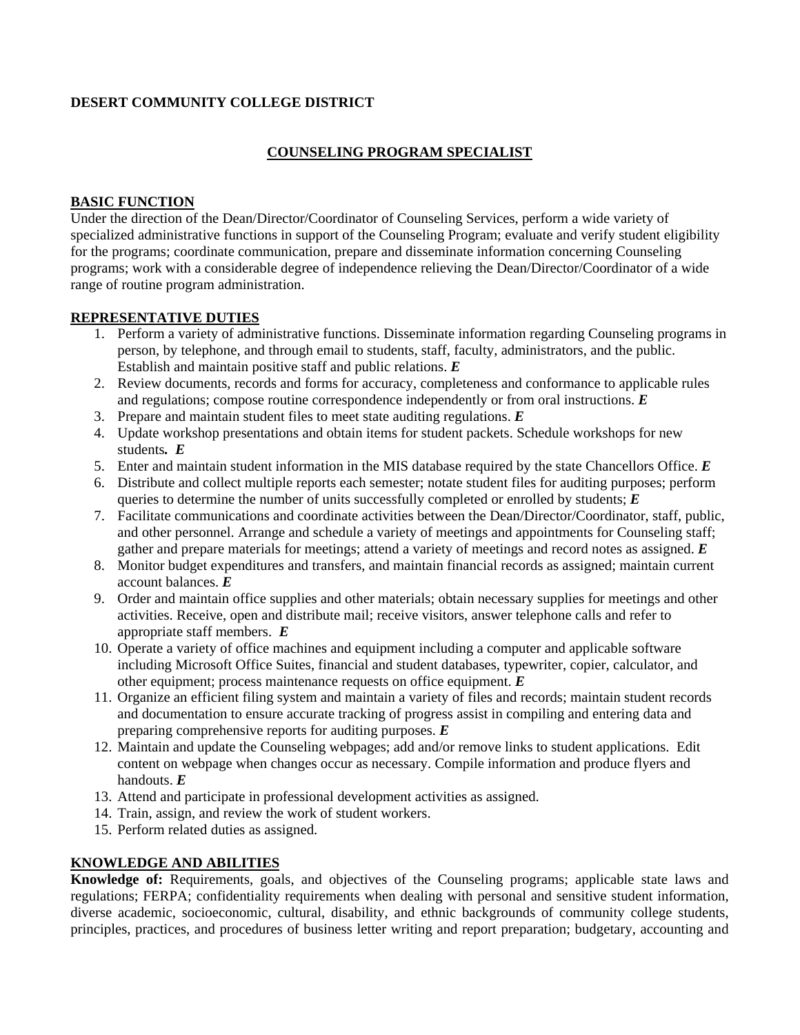**DESERT COMMUNITY COLLEGE DISTRICT**

## COUNSELING PROGRAM SPECIALIST

**BASIC FUNCTION**

Under the direction of the Dean/Director/Coordinator of Counseling Services, perform a wide variety of specialized administrative functions in support of the Counseling Program; evaluate and verify student eligibility for the programs; coordinate communication, prepare and disseminate information concerning Counseling programs; work with a considerable degree of independence relieving the Dean/Director/Coordinator of a wide range of routine program administration.

**REPRESENTATIVE DUTIES**

1. Perform a variety of administrative functions. Disseminate information regarding Counseling programs in person, by telephone, and through email to students, staff, faculty, administrators, and the public. Establish and maintain positive staff and public relations. ***E***
2. Review documents, records and forms for accuracy, completeness and conformance to applicable rules and regulations; compose routine correspondence independently or from oral instructions. ***E***
3. Prepare and maintain student files to meet state auditing regulations. ***E***
4. Update workshop presentations and obtain items for student packets. Schedule workshops for new students. ***E***
5. Enter and maintain student information in the MIS database required by the state Chancellors Office. ***E***
6. Distribute and collect multiple reports each semester; notate student files for auditing purposes; perform queries to determine the number of units successfully completed or enrolled by students; ***E***
7. Facilitate communications and coordinate activities between the Dean/Director/Coordinator, staff, public, and other personnel. Arrange and schedule a variety of meetings and appointments for Counseling staff; gather and prepare materials for meetings; attend a variety of meetings and record notes as assigned. ***E***
8. Monitor budget expenditures and transfers, and maintain financial records as assigned; maintain current account balances. ***E***
9. Order and maintain office supplies and other materials; obtain necessary supplies for meetings and other activities. Receive, open and distribute mail; receive visitors, answer telephone calls and refer to appropriate staff members. ***E***
10. Operate a variety of office machines and equipment including a computer and applicable software including Microsoft Office Suites, financial and student databases, typewriter, copier, calculator, and other equipment; process maintenance requests on office equipment. ***E***
11. Organize an efficient filing system and maintain a variety of files and records; maintain student records and documentation to ensure accurate tracking of progress assist in compiling and entering data and preparing comprehensive reports for auditing purposes. ***E***
12. Maintain and update the Counseling webpages; add and/or remove links to student applications. Edit content on webpage when changes occur as necessary. Compile information and produce flyers and handouts. ***E***
13. Attend and participate in professional development activities as assigned.
14. Train, assign, and review the work of student workers.
15. Perform related duties as assigned.

**KNOWLEDGE AND ABILITIES**

**Knowledge of:** Requirements, goals, and objectives of the Counseling programs; applicable state laws and regulations; FERPA; confidentiality requirements when dealing with personal and sensitive student information, diverse academic, socioeconomic, cultural, disability, and ethnic backgrounds of community college students, principles, practices, and procedures of business letter writing and report preparation; budgetary, accounting and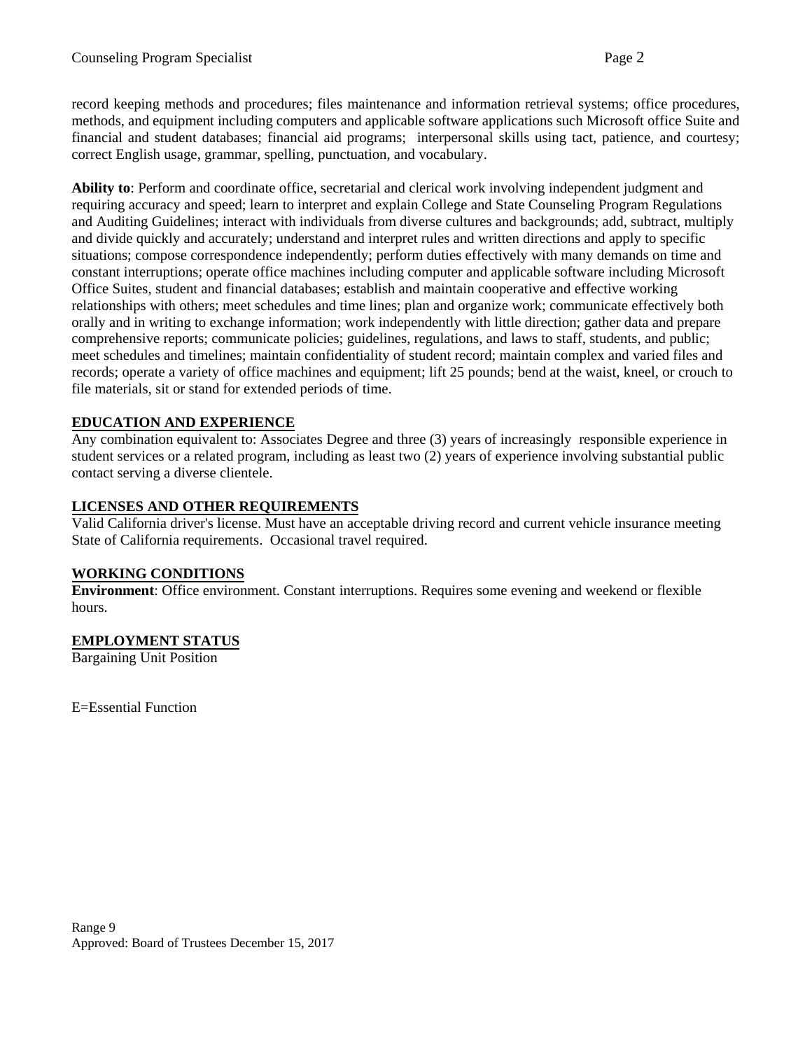record keeping methods and procedures; files maintenance and information retrieval systems; office procedures, methods, and equipment including computers and applicable software applications such Microsoft office Suite and financial and student databases; financial aid programs; interpersonal skills using tact, patience, and courtesy; correct English usage, grammar, spelling, punctuation, and vocabulary.

**Ability to**: Perform and coordinate office, secretarial and clerical work involving independent judgment and requiring accuracy and speed; learn to interpret and explain College and State Counseling Program Regulations and Auditing Guidelines; interact with individuals from diverse cultures and backgrounds; add, subtract, multiply and divide quickly and accurately; understand and interpret rules and written directions and apply to specific situations; compose correspondence independently; perform duties effectively with many demands on time and constant interruptions; operate office machines including computer and applicable software including Microsoft Office Suites, student and financial databases; establish and maintain cooperative and effective working relationships with others; meet schedules and time lines; plan and organize work; communicate effectively both orally and in writing to exchange information; work independently with little direction; gather data and prepare comprehensive reports; communicate policies; guidelines, regulations, and laws to staff, students, and public; meet schedules and timelines; maintain confidentiality of student record; maintain complex and varied files and records; operate a variety of office machines and equipment; lift 25 pounds; bend at the waist, kneel, or crouch to file materials, sit or stand for extended periods of time.

## EDUCATION AND EXPERIENCE

Any combination equivalent to: Associates Degree and three (3) years of increasingly responsible experience in student services or a related program, including as least two (2) years of experience involving substantial public contact serving a diverse clientele.

## LICENSES AND OTHER REQUIREMENTS

Valid California driver's license. Must have an acceptable driving record and current vehicle insurance meeting State of California requirements. Occasional travel required.

## WORKING CONDITIONS

**Environment**: Office environment. Constant interruptions. Requires some evening and weekend or flexible hours.

## EMPLOYMENT STATUS

Bargaining Unit Position

E=Essential Function

Range 9
Approved: Board of Trustees December 15, 2017